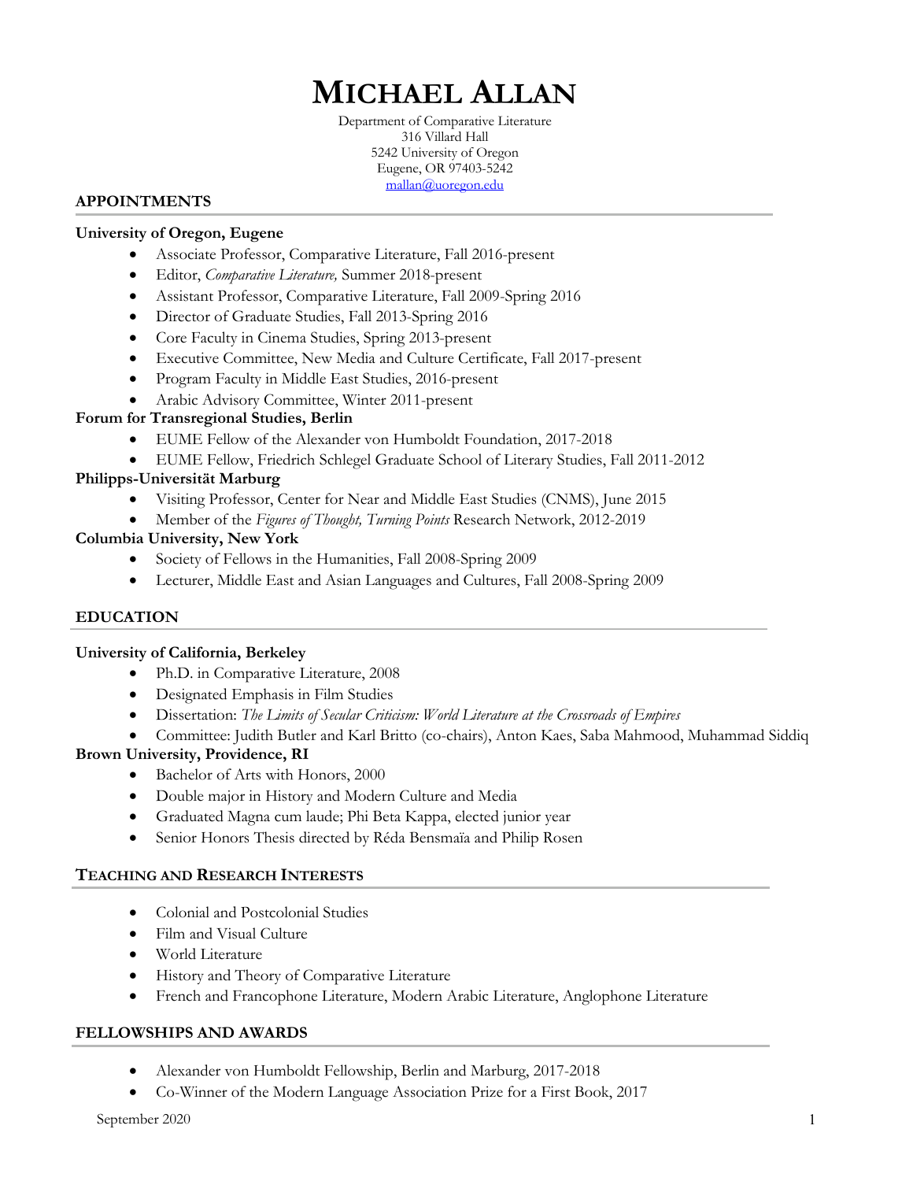# MICHAEL ALLAN

Department of Comparative Literature
316 Villard Hall
5242 University of Oregon
Eugene, OR 97403-5242
mallan@uoregon.edu

## APPOINTMENTS

**University of Oregon, Eugene**

- Associate Professor, Comparative Literature, Fall 2016-present
- Editor, *Comparative Literature,* Summer 2018-present
- Assistant Professor, Comparative Literature, Fall 2009-Spring 2016
- Director of Graduate Studies, Fall 2013-Spring 2016
- Core Faculty in Cinema Studies, Spring 2013-present
- Executive Committee, New Media and Culture Certificate, Fall 2017-present
- Program Faculty in Middle East Studies, 2016-present
- Arabic Advisory Committee, Winter 2011-present

**Forum for Transregional Studies, Berlin**

- EUME Fellow of the Alexander von Humboldt Foundation, 2017-2018
- EUME Fellow, Friedrich Schlegel Graduate School of Literary Studies, Fall 2011-2012

**Philipps-Universität Marburg**

- Visiting Professor, Center for Near and Middle East Studies (CNMS), June 2015
- Member of the *Figures of Thought, Turning Points* Research Network, 2012-2019

**Columbia University, New York**

- Society of Fellows in the Humanities, Fall 2008-Spring 2009
- Lecturer, Middle East and Asian Languages and Cultures, Fall 2008-Spring 2009

## EDUCATION

**University of California, Berkeley**

- Ph.D. in Comparative Literature, 2008
- Designated Emphasis in Film Studies
- Dissertation: *The Limits of Secular Criticism: World Literature at the Crossroads of Empires*
- Committee: Judith Butler and Karl Britto (co-chairs), Anton Kaes, Saba Mahmood, Muhammad Siddiq

**Brown University, Providence, RI**

- Bachelor of Arts with Honors, 2000
- Double major in History and Modern Culture and Media
- Graduated Magna cum laude; Phi Beta Kappa, elected junior year
- Senior Honors Thesis directed by Réda Bensmaïa and Philip Rosen

## TEACHING AND RESEARCH INTERESTS

- Colonial and Postcolonial Studies
- Film and Visual Culture
- World Literature
- History and Theory of Comparative Literature
- French and Francophone Literature, Modern Arabic Literature, Anglophone Literature

## FELLOWSHIPS AND AWARDS

- Alexander von Humboldt Fellowship, Berlin and Marburg, 2017-2018
- Co-Winner of the Modern Language Association Prize for a First Book, 2017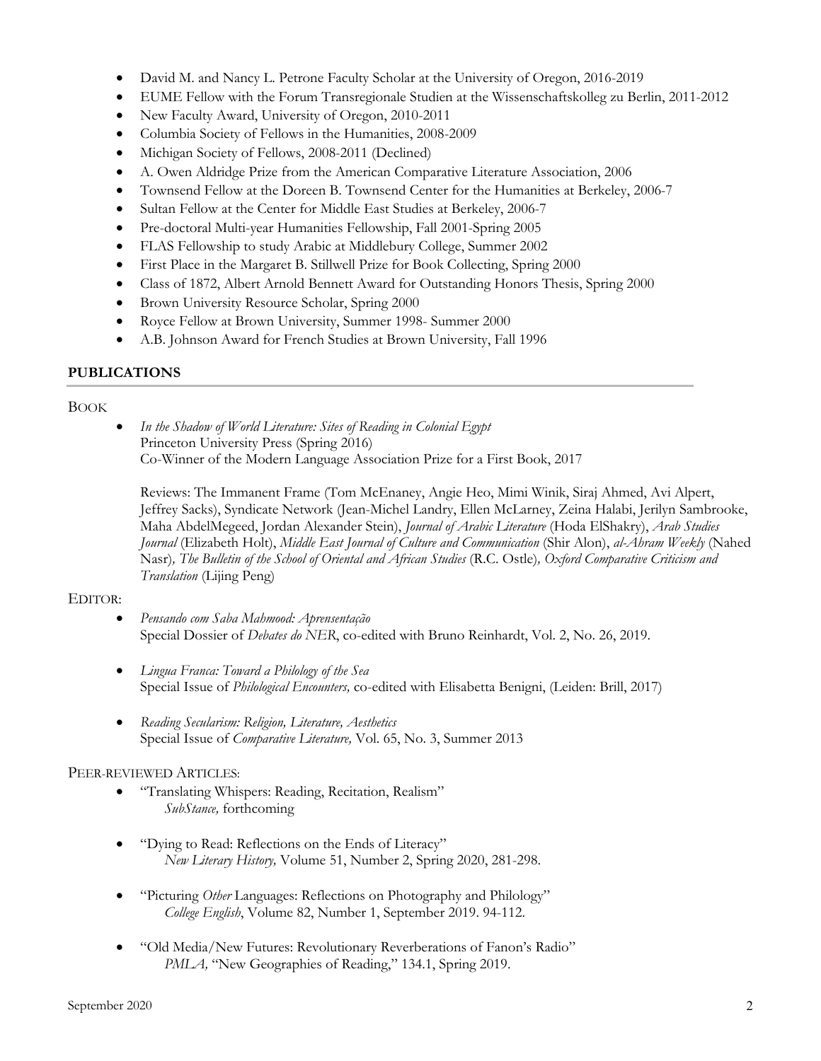- David M. and Nancy L. Petrone Faculty Scholar at the University of Oregon, 2016-2019
- EUME Fellow with the Forum Transregionale Studien at the Wissenschaftskolleg zu Berlin, 2011-2012
- New Faculty Award, University of Oregon, 2010-2011
- Columbia Society of Fellows in the Humanities, 2008-2009
- Michigan Society of Fellows, 2008-2011 (Declined)
- A. Owen Aldridge Prize from the American Comparative Literature Association, 2006
- Townsend Fellow at the Doreen B. Townsend Center for the Humanities at Berkeley, 2006-7
- Sultan Fellow at the Center for Middle East Studies at Berkeley, 2006-7
- Pre-doctoral Multi-year Humanities Fellowship, Fall 2001-Spring 2005
- FLAS Fellowship to study Arabic at Middlebury College, Summer 2002
- First Place in the Margaret B. Stillwell Prize for Book Collecting, Spring 2000
- Class of 1872, Albert Arnold Bennett Award for Outstanding Honors Thesis, Spring 2000
- Brown University Resource Scholar, Spring 2000
- Royce Fellow at Brown University, Summer 1998- Summer 2000
- A.B. Johnson Award for French Studies at Brown University, Fall 1996

## PUBLICATIONS

### BOOK

- *In the Shadow of World Literature: Sites of Reading in Colonial Egypt*
  Princeton University Press (Spring 2016)
  Co-Winner of the Modern Language Association Prize for a First Book, 2017

  Reviews: The Immanent Frame (Tom McEnaney, Angie Heo, Mimi Winik, Siraj Ahmed, Avi Alpert, Jeffrey Sacks), Syndicate Network (Jean-Michel Landry, Ellen McLarney, Zeina Halabi, Jerilyn Sambrooke, Maha AbdelMegeed, Jordan Alexander Stein), *Journal of Arabic Literature* (Hoda ElShakry), *Arab Studies Journal* (Elizabeth Holt), *Middle East Journal of Culture and Communication* (Shir Alon), *al-Ahram Weekly* (Nahed Nasr), *The Bulletin of the School of Oriental and African Studies* (R.C. Ostle), *Oxford Comparative Criticism and Translation* (Lijing Peng)

### EDITOR:

- *Pensando com Saba Mahmood: Aprensentação*
  Special Dossier of *Debates do NER*, co-edited with Bruno Reinhardt, Vol. 2, No. 26, 2019.

- *Lingua Franca: Toward a Philology of the Sea*
  Special Issue of *Philological Encounters,* co-edited with Elisabetta Benigni, (Leiden: Brill, 2017)

- *Reading Secularism: Religion, Literature, Aesthetics*
  Special Issue of *Comparative Literature,* Vol. 65, No. 3, Summer 2013

### PEER-REVIEWED ARTICLES:

- "Translating Whispers: Reading, Recitation, Realism"
  *SubStance,* forthcoming

- "Dying to Read: Reflections on the Ends of Literacy"
  *New Literary History,* Volume 51, Number 2, Spring 2020, 281-298.

- "Picturing *Other* Languages: Reflections on Photography and Philology"
  *College English*, Volume 82, Number 1, September 2019. 94-112.

- "Old Media/New Futures: Revolutionary Reverberations of Fanon's Radio"
  *PMLA,* "New Geographies of Reading," 134.1, Spring 2019.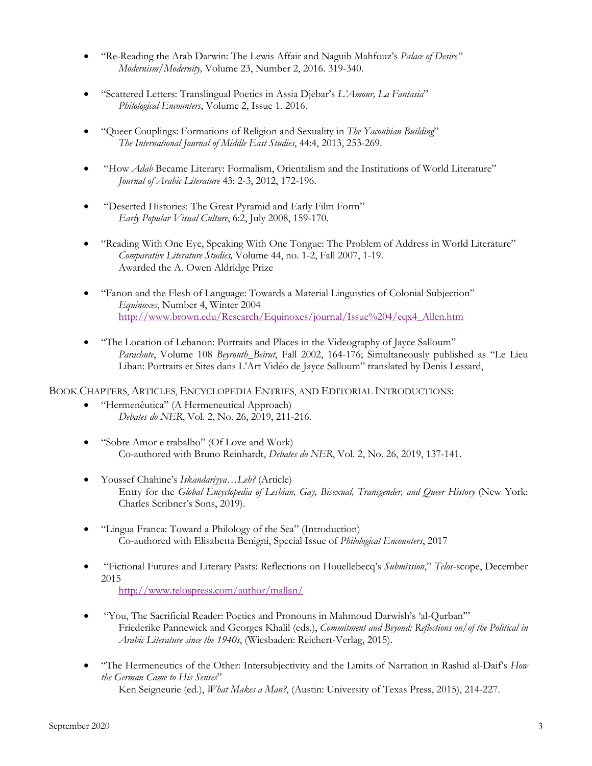- "Re-Reading the Arab Darwin: The Lewis Affair and Naguib Mahfouz's *Palace of Desire"* *Modernism/Modernity,* Volume 23, Number 2, 2016. 319-340.

- "Scattered Letters: Translingual Poetics in Assia Djebar's *L'Amour, La Fantasia*" *Philological Encounters*, Volume 2, Issue 1. 2016.

- "Queer Couplings: Formations of Religion and Sexuality in *The Yacoubian Building*" *The International Journal of Middle East Studies*, 44:4, 2013, 253-269.

- "How *Adab* Became Literary: Formalism, Orientalism and the Institutions of World Literature" *Journal of Arabic Literature* 43: 2-3, 2012, 172-196.

- "Deserted Histories: The Great Pyramid and Early Film Form" *Early Popular Visual Culture*, 6:2, July 2008, 159-170.

- "Reading With One Eye, Speaking With One Tongue: The Problem of Address in World Literature" *Comparative Literature Studies,* Volume 44, no. 1-2, Fall 2007, 1-19. Awarded the A. Owen Aldridge Prize

- "Fanon and the Flesh of Language: Towards a Material Linguistics of Colonial Subjection" *Equinoxes*, Number 4, Winter 2004 http://www.brown.edu/Research/Equinoxes/journal/Issue%204/eqx4_Allen.htm

- "The Location of Lebanon: Portraits and Places in the Videography of Jayce Salloum" *Parachute*, Volume 108 *Beyrouth_Beirut*, Fall 2002, 164-176; Simultaneously published as "Le Lieu Liban: Portraits et Sites dans L'Art Vidéo de Jayce Salloum" translated by Denis Lessard,

BOOK CHAPTERS, ARTICLES, ENCYCLOPEDIA ENTRIES, AND EDITORIAL INTRODUCTIONS:

- "Hermenêutica" (A Hermeneutical Approach) *Debates do NER*, Vol. 2, No. 26, 2019, 211-216.

- "Sobre Amor e trabalho" (Of Love and Work) Co-authored with Bruno Reinhardt, *Debates do NER*, Vol. 2, No. 26, 2019, 137-141.

- Youssef Chahine's *Iskandariyya…Leh?* (Article) Entry for the *Global Encyclopedia of Lesbian, Gay, Bisexual, Transgender, and Queer History* (New York: Charles Scribner's Sons, 2019).

- "Lingua Franca: Toward a Philology of the Sea" (Introduction) Co-authored with Elisabetta Benigni, Special Issue of *Philological Encounters*, 2017

- "Fictional Futures and Literary Pasts: Reflections on Houellebecq's *Submission*," *Telos*-scope, December 2015 http://www.telospress.com/author/mallan/

- "You, The Sacrificial Reader: Poetics and Pronouns in Mahmoud Darwish's 'al-Qurban'" Friederike Pannewick and Georges Khalil (eds.), *Commitment and Beyond: Reflections on/of the Political in Arabic Literature since the 1940s*, (Wiesbaden: Reichert-Verlag, 2015).

- "The Hermeneutics of the Other: Intersubjectivity and the Limits of Narration in Rashid al-Daif's *How the German Came to His Senses*" Ken Seigneurie (ed.), *What Makes a Man?*, (Austin: University of Texas Press, 2015), 214-227.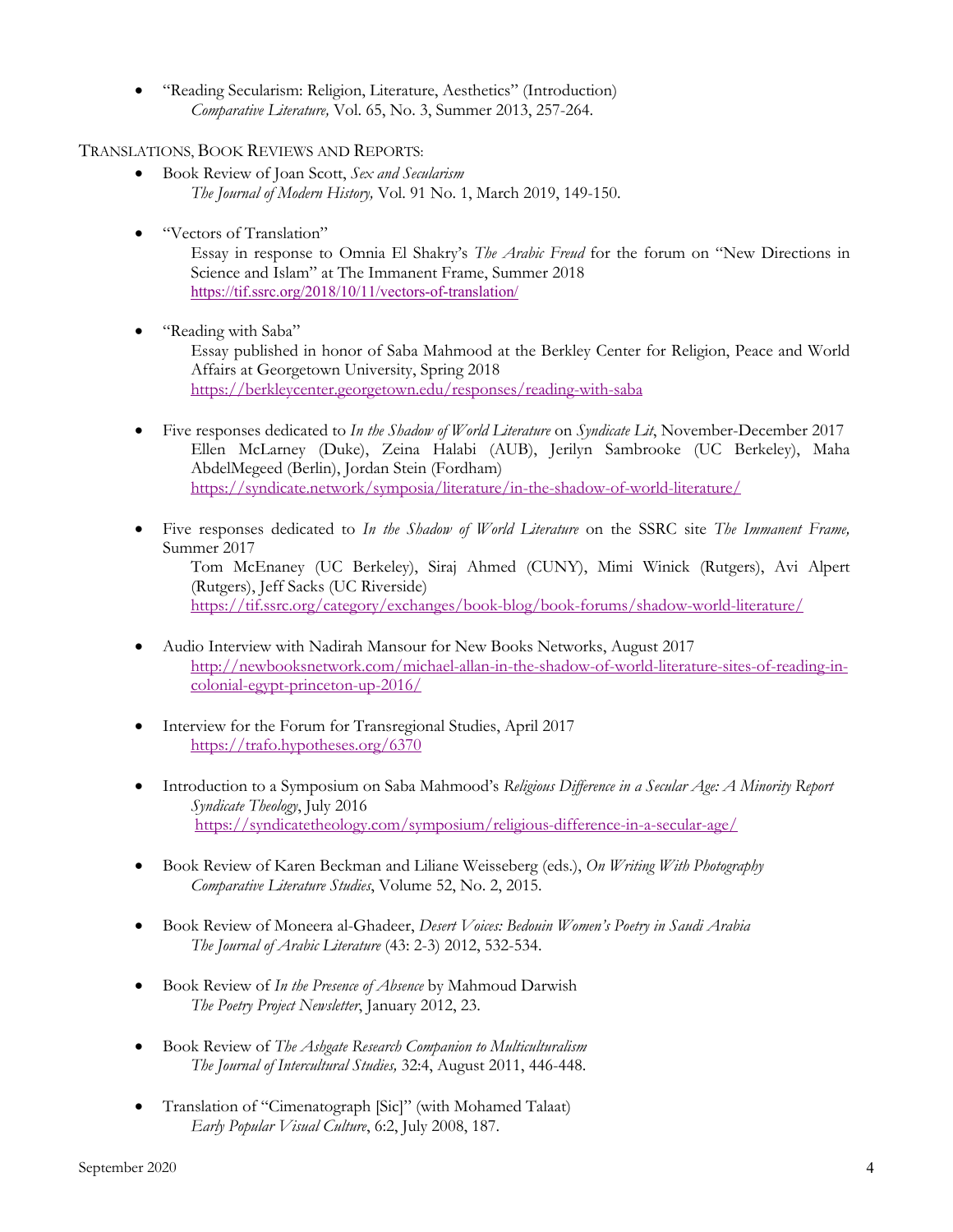- "Reading Secularism: Religion, Literature, Aesthetics" (Introduction)
  *Comparative Literature,* Vol. 65, No. 3, Summer 2013, 257-264.

TRANSLATIONS, BOOK REVIEWS AND REPORTS:

- Book Review of Joan Scott, *Sex and Secularism*
  *The Journal of Modern History,* Vol. 91 No. 1, March 2019, 149-150.

- "Vectors of Translation"
  Essay in response to Omnia El Shakry's *The Arabic Freud* for the forum on "New Directions in Science and Islam" at The Immanent Frame, Summer 2018
  https://tif.ssrc.org/2018/10/11/vectors-of-translation/

- "Reading with Saba"
  Essay published in honor of Saba Mahmood at the Berkley Center for Religion, Peace and World Affairs at Georgetown University, Spring 2018
  https://berkleycenter.georgetown.edu/responses/reading-with-saba

- Five responses dedicated to *In the Shadow of World Literature* on *Syndicate Lit*, November-December 2017
  Ellen McLarney (Duke), Zeina Halabi (AUB), Jerilyn Sambrooke (UC Berkeley), Maha AbdelMegeed (Berlin), Jordan Stein (Fordham)
  https://syndicate.network/symposia/literature/in-the-shadow-of-world-literature/

- Five responses dedicated to *In the Shadow of World Literature* on the SSRC site *The Immanent Frame,* Summer 2017
  Tom McEnaney (UC Berkeley), Siraj Ahmed (CUNY), Mimi Winick (Rutgers), Avi Alpert (Rutgers), Jeff Sacks (UC Riverside)
  https://tif.ssrc.org/category/exchanges/book-blog/book-forums/shadow-world-literature/

- Audio Interview with Nadirah Mansour for New Books Networks, August 2017
  http://newbooksnetwork.com/michael-allan-in-the-shadow-of-world-literature-sites-of-reading-in-colonial-egypt-princeton-up-2016/

- Interview for the Forum for Transregional Studies, April 2017
  https://trafo.hypotheses.org/6370

- Introduction to a Symposium on Saba Mahmood's *Religious Difference in a Secular Age: A Minority Report*
  *Syndicate Theology*, July 2016
  https://syndicatetheology.com/symposium/religious-difference-in-a-secular-age/

- Book Review of Karen Beckman and Liliane Weisseberg (eds.), *On Writing With Photography*
  *Comparative Literature Studies*, Volume 52, No. 2, 2015.

- Book Review of Moneera al-Ghadeer, *Desert Voices: Bedouin Women's Poetry in Saudi Arabia*
  *The Journal of Arabic Literature* (43: 2-3) 2012, 532-534.

- Book Review of *In the Presence of Absence* by Mahmoud Darwish
  *The Poetry Project Newsletter*, January 2012, 23.

- Book Review of *The Ashgate Research Companion to Multiculturalism*
  *The Journal of Intercultural Studies,* 32:4, August 2011, 446-448.

- Translation of "Cimenatograph [Sic]" (with Mohamed Talaat)
  *Early Popular Visual Culture*, 6:2, July 2008, 187.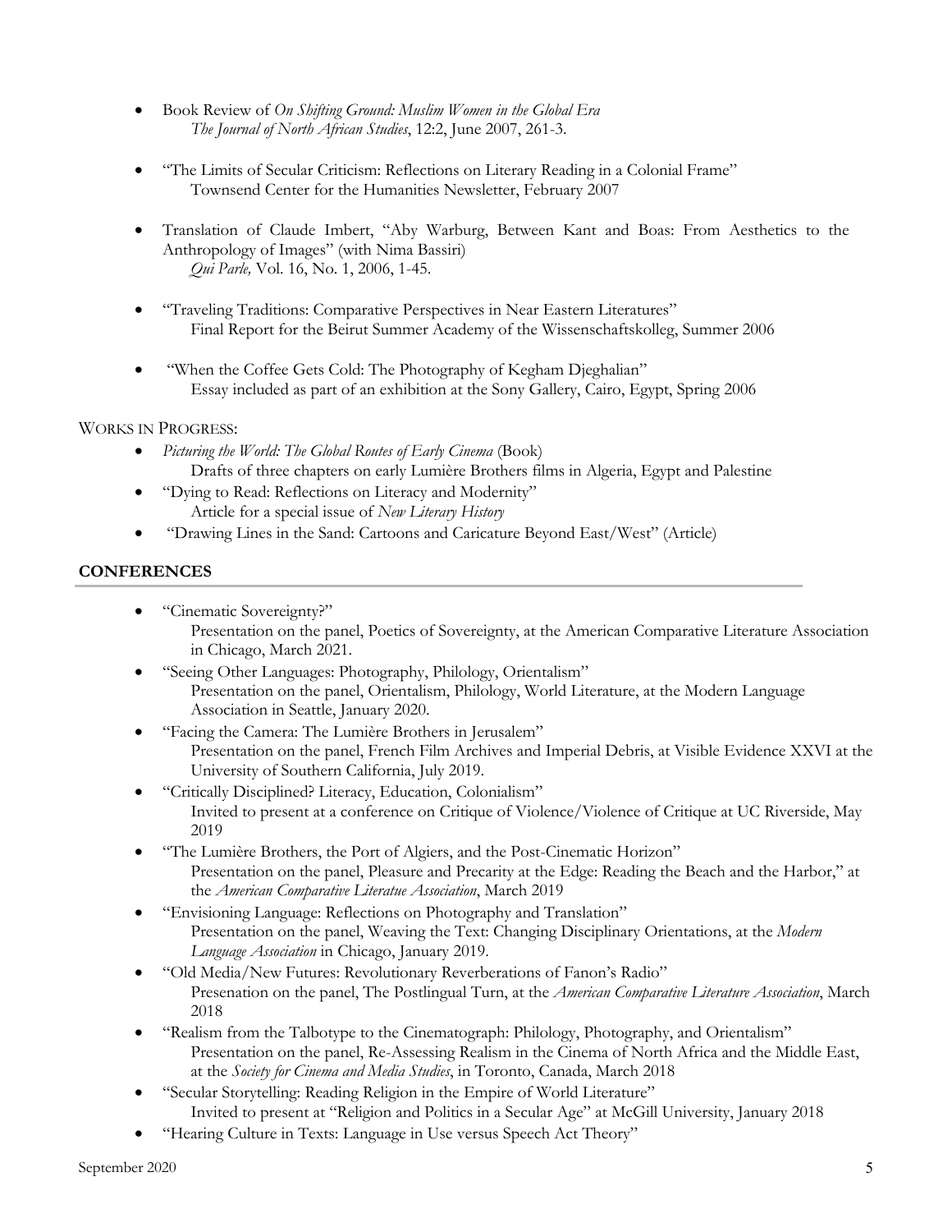- Book Review of *On Shifting Ground: Muslim Women in the Global Era*
  *The Journal of North African Studies*, 12:2, June 2007, 261-3.

- "The Limits of Secular Criticism: Reflections on Literary Reading in a Colonial Frame"
  Townsend Center for the Humanities Newsletter, February 2007

- Translation of Claude Imbert, "Aby Warburg, Between Kant and Boas: From Aesthetics to the Anthropology of Images" (with Nima Bassiri)
  *Qui Parle,* Vol. 16, No. 1, 2006, 1-45.

- "Traveling Traditions: Comparative Perspectives in Near Eastern Literatures"
  Final Report for the Beirut Summer Academy of the Wissenschaftskolleg, Summer 2006

- "When the Coffee Gets Cold: The Photography of Kegham Djeghalian"
  Essay included as part of an exhibition at the Sony Gallery, Cairo, Egypt, Spring 2006

WORKS IN PROGRESS:

- *Picturing the World: The Global Routes of Early Cinema* (Book)
  Drafts of three chapters on early Lumière Brothers films in Algeria, Egypt and Palestine
- "Dying to Read: Reflections on Literacy and Modernity"
  Article for a special issue of *New Literary History*
- "Drawing Lines in the Sand: Cartoons and Caricature Beyond East/West" (Article)

## CONFERENCES

- "Cinematic Sovereignty?"
  Presentation on the panel, Poetics of Sovereignty, at the American Comparative Literature Association in Chicago, March 2021.
- "Seeing Other Languages: Photography, Philology, Orientalism"
  Presentation on the panel, Orientalism, Philology, World Literature, at the Modern Language Association in Seattle, January 2020.
- "Facing the Camera: The Lumière Brothers in Jerusalem"
  Presentation on the panel, French Film Archives and Imperial Debris, at Visible Evidence XXVI at the University of Southern California, July 2019.
- "Critically Disciplined? Literacy, Education, Colonialism"
  Invited to present at a conference on Critique of Violence/Violence of Critique at UC Riverside, May 2019
- "The Lumière Brothers, the Port of Algiers, and the Post-Cinematic Horizon"
  Presentation on the panel, Pleasure and Precarity at the Edge: Reading the Beach and the Harbor," at the *American Comparative Literatue Association*, March 2019
- "Envisioning Language: Reflections on Photography and Translation"
  Presentation on the panel, Weaving the Text: Changing Disciplinary Orientations, at the *Modern Language Association* in Chicago, January 2019.
- "Old Media/New Futures: Revolutionary Reverberations of Fanon's Radio"
  Presenation on the panel, The Postlingual Turn, at the *American Comparative Literature Association*, March 2018
- "Realism from the Talbotype to the Cinematograph: Philology, Photography, and Orientalism"
  Presentation on the panel, Re-Assessing Realism in the Cinema of North Africa and the Middle East, at the *Society for Cinema and Media Studies*, in Toronto, Canada, March 2018
- "Secular Storytelling: Reading Religion in the Empire of World Literature"
  Invited to present at "Religion and Politics in a Secular Age" at McGill University, January 2018
- "Hearing Culture in Texts: Language in Use versus Speech Act Theory"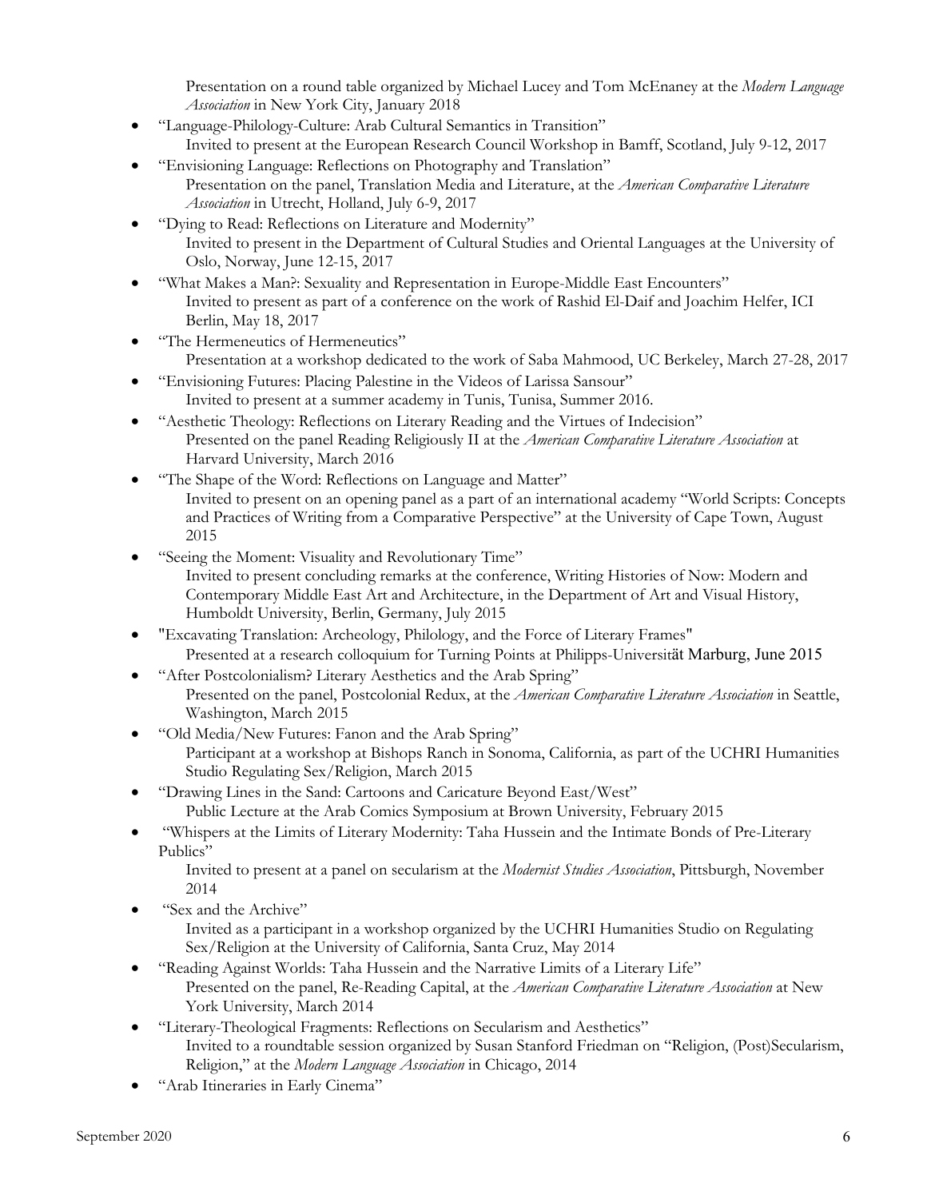Presentation on a round table organized by Michael Lucey and Tom McEnaney at the *Modern Language Association* in New York City, January 2018

- "Language-Philology-Culture: Arab Cultural Semantics in Transition"
  Invited to present at the European Research Council Workshop in Bamff, Scotland, July 9-12, 2017
- "Envisioning Language: Reflections on Photography and Translation"
  Presentation on the panel, Translation Media and Literature, at the *American Comparative Literature Association* in Utrecht, Holland, July 6-9, 2017
- "Dying to Read: Reflections on Literature and Modernity"
  Invited to present in the Department of Cultural Studies and Oriental Languages at the University of Oslo, Norway, June 12-15, 2017
- "What Makes a Man?: Sexuality and Representation in Europe-Middle East Encounters"
  Invited to present as part of a conference on the work of Rashid El-Daif and Joachim Helfer, ICI Berlin, May 18, 2017
- "The Hermeneutics of Hermeneutics"
  Presentation at a workshop dedicated to the work of Saba Mahmood, UC Berkeley, March 27-28, 2017
- "Envisioning Futures: Placing Palestine in the Videos of Larissa Sansour"
  Invited to present at a summer academy in Tunis, Tunisa, Summer 2016.
- "Aesthetic Theology: Reflections on Literary Reading and the Virtues of Indecision"
  Presented on the panel Reading Religiously II at the *American Comparative Literature Association* at Harvard University, March 2016
- "The Shape of the Word: Reflections on Language and Matter"
  Invited to present on an opening panel as a part of an international academy "World Scripts: Concepts and Practices of Writing from a Comparative Perspective" at the University of Cape Town, August 2015
- "Seeing the Moment: Visuality and Revolutionary Time"
  Invited to present concluding remarks at the conference, Writing Histories of Now: Modern and Contemporary Middle East Art and Architecture, in the Department of Art and Visual History, Humboldt University, Berlin, Germany, July 2015
- "Excavating Translation: Archeology, Philology, and the Force of Literary Frames"
  Presented at a research colloquium for Turning Points at Philipps-Universität Marburg, June 2015
- "After Postcolonialism? Literary Aesthetics and the Arab Spring"
  Presented on the panel, Postcolonial Redux, at the *American Comparative Literature Association* in Seattle, Washington, March 2015
- "Old Media/New Futures: Fanon and the Arab Spring"
  Participant at a workshop at Bishops Ranch in Sonoma, California, as part of the UCHRI Humanities Studio Regulating Sex/Religion, March 2015
- "Drawing Lines in the Sand: Cartoons and Caricature Beyond East/West"
  Public Lecture at the Arab Comics Symposium at Brown University, February 2015
- "Whispers at the Limits of Literary Modernity: Taha Hussein and the Intimate Bonds of Pre-Literary Publics"
  Invited to present at a panel on secularism at the *Modernist Studies Association*, Pittsburgh, November 2014
- "Sex and the Archive"
  Invited as a participant in a workshop organized by the UCHRI Humanities Studio on Regulating Sex/Religion at the University of California, Santa Cruz, May 2014
- "Reading Against Worlds: Taha Hussein and the Narrative Limits of a Literary Life"
  Presented on the panel, Re-Reading Capital, at the *American Comparative Literature Association* at New York University, March 2014
- "Literary-Theological Fragments: Reflections on Secularism and Aesthetics"
  Invited to a roundtable session organized by Susan Stanford Friedman on "Religion, (Post)Secularism, Religion," at the *Modern Language Association* in Chicago, 2014
- "Arab Itineraries in Early Cinema"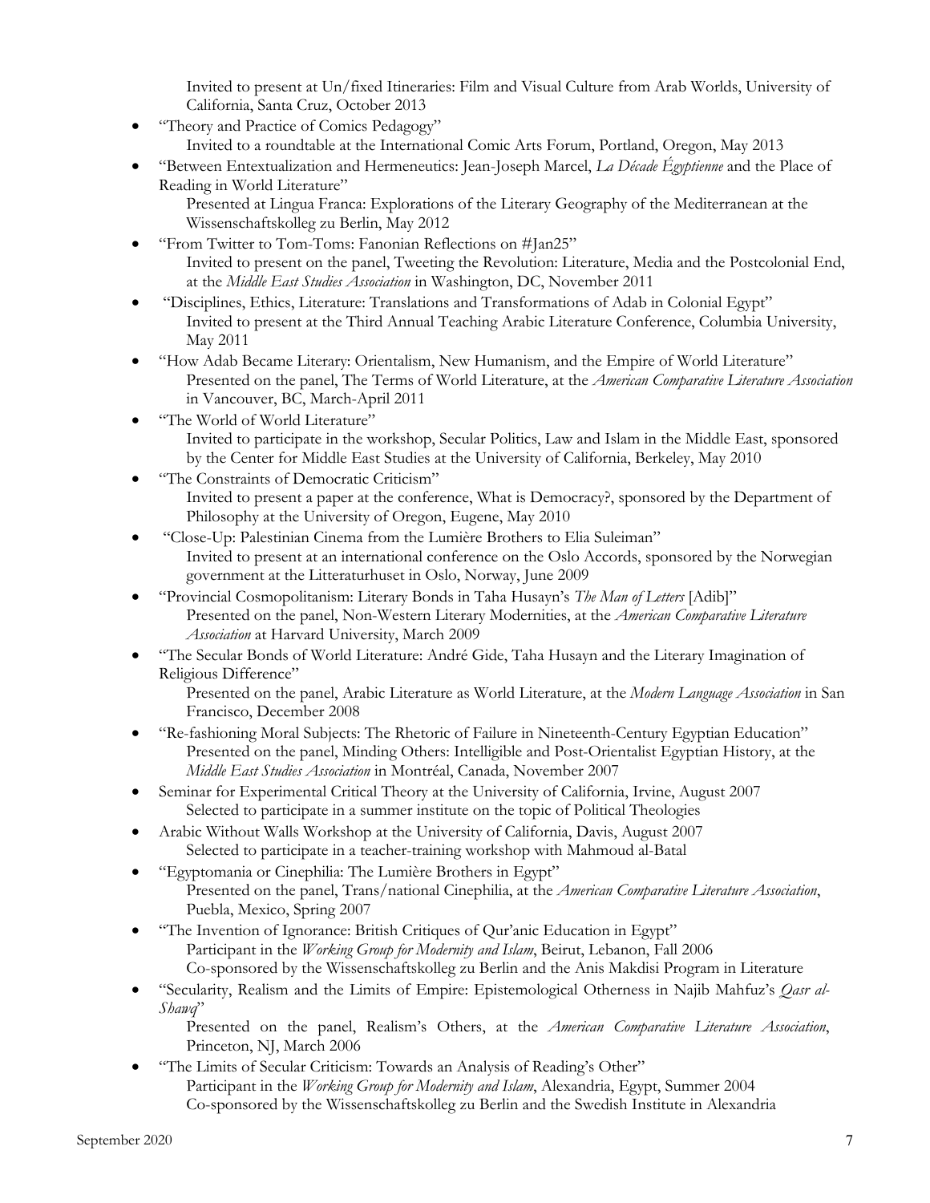Invited to present at Un/fixed Itineraries: Film and Visual Culture from Arab Worlds, University of California, Santa Cruz, October 2013

- "Theory and Practice of Comics Pedagogy"
  Invited to a roundtable at the International Comic Arts Forum, Portland, Oregon, May 2013
- "Between Entextualization and Hermeneutics: Jean-Joseph Marcel, *La Décade Égyptienne* and the Place of Reading in World Literature"
  Presented at Lingua Franca: Explorations of the Literary Geography of the Mediterranean at the Wissenschaftskolleg zu Berlin, May 2012
- "From Twitter to Tom-Toms: Fanonian Reflections on #Jan25"
  Invited to present on the panel, Tweeting the Revolution: Literature, Media and the Postcolonial End, at the *Middle East Studies Association* in Washington, DC, November 2011
- "Disciplines, Ethics, Literature: Translations and Transformations of Adab in Colonial Egypt"
  Invited to present at the Third Annual Teaching Arabic Literature Conference, Columbia University, May 2011
- "How Adab Became Literary: Orientalism, New Humanism, and the Empire of World Literature"
  Presented on the panel, The Terms of World Literature, at the *American Comparative Literature Association* in Vancouver, BC, March-April 2011
- "The World of World Literature"
  Invited to participate in the workshop, Secular Politics, Law and Islam in the Middle East, sponsored by the Center for Middle East Studies at the University of California, Berkeley, May 2010
- "The Constraints of Democratic Criticism"
  Invited to present a paper at the conference, What is Democracy?, sponsored by the Department of Philosophy at the University of Oregon, Eugene, May 2010
- "Close-Up: Palestinian Cinema from the Lumière Brothers to Elia Suleiman"
  Invited to present at an international conference on the Oslo Accords, sponsored by the Norwegian government at the Litteraturhuset in Oslo, Norway, June 2009
- "Provincial Cosmopolitanism: Literary Bonds in Taha Husayn's *The Man of Letters* [Adib]"
  Presented on the panel, Non-Western Literary Modernities, at the *American Comparative Literature Association* at Harvard University, March 2009
- "The Secular Bonds of World Literature: André Gide, Taha Husayn and the Literary Imagination of Religious Difference"
  Presented on the panel, Arabic Literature as World Literature, at the *Modern Language Association* in San Francisco, December 2008
- "Re-fashioning Moral Subjects: The Rhetoric of Failure in Nineteenth-Century Egyptian Education"
  Presented on the panel, Minding Others: Intelligible and Post-Orientalist Egyptian History, at the *Middle East Studies Association* in Montréal, Canada, November 2007
- Seminar for Experimental Critical Theory at the University of California, Irvine, August 2007
  Selected to participate in a summer institute on the topic of Political Theologies
- Arabic Without Walls Workshop at the University of California, Davis, August 2007
  Selected to participate in a teacher-training workshop with Mahmoud al-Batal
- "Egyptomania or Cinephilia: The Lumière Brothers in Egypt"
  Presented on the panel, Trans/national Cinephilia, at the *American Comparative Literature Association*, Puebla, Mexico, Spring 2007
- "The Invention of Ignorance: British Critiques of Qur'anic Education in Egypt"
  Participant in the *Working Group for Modernity and Islam*, Beirut, Lebanon, Fall 2006
  Co-sponsored by the Wissenschaftskolleg zu Berlin and the Anis Makdisi Program in Literature
- "Secularity, Realism and the Limits of Empire: Epistemological Otherness in Najib Mahfuz's *Qasr al-Shawq*"
  Presented on the panel, Realism's Others, at the *American Comparative Literature Association*, Princeton, NJ, March 2006
- "The Limits of Secular Criticism: Towards an Analysis of Reading's Other"
  Participant in the *Working Group for Modernity and Islam*, Alexandria, Egypt, Summer 2004
  Co-sponsored by the Wissenschaftskolleg zu Berlin and the Swedish Institute in Alexandria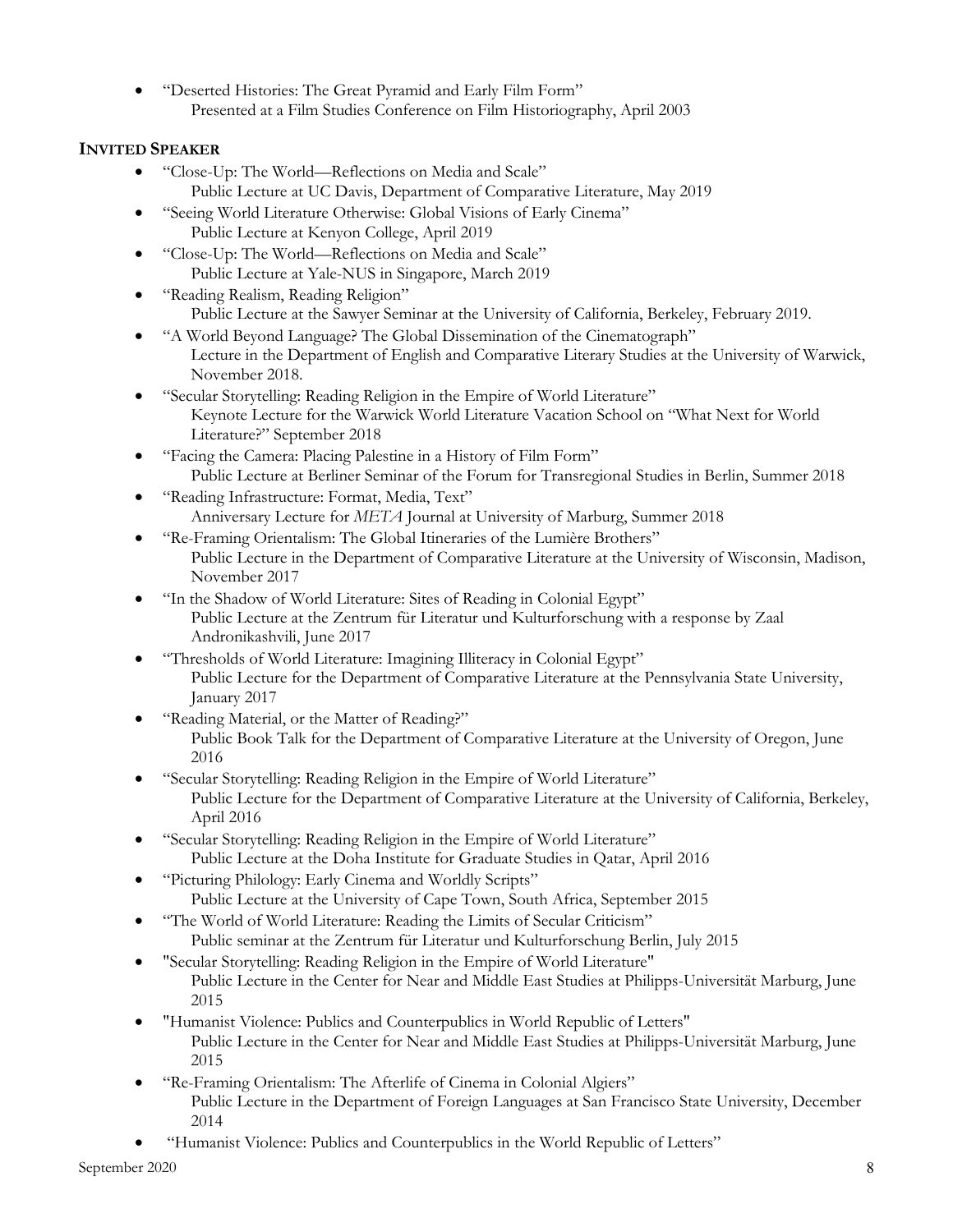- "Deserted Histories: The Great Pyramid and Early Film Form"
  Presented at a Film Studies Conference on Film Historiography, April 2003

## Invited Speaker

- "Close-Up: The World—Reflections on Media and Scale"
  Public Lecture at UC Davis, Department of Comparative Literature, May 2019
- "Seeing World Literature Otherwise: Global Visions of Early Cinema"
  Public Lecture at Kenyon College, April 2019
- "Close-Up: The World—Reflections on Media and Scale"
  Public Lecture at Yale-NUS in Singapore, March 2019
- "Reading Realism, Reading Religion"
  Public Lecture at the Sawyer Seminar at the University of California, Berkeley, February 2019.
- "A World Beyond Language? The Global Dissemination of the Cinematograph"
  Lecture in the Department of English and Comparative Literary Studies at the University of Warwick, November 2018.
- "Secular Storytelling: Reading Religion in the Empire of World Literature"
  Keynote Lecture for the Warwick World Literature Vacation School on "What Next for World Literature?" September 2018
- "Facing the Camera: Placing Palestine in a History of Film Form"
  Public Lecture at Berliner Seminar of the Forum for Transregional Studies in Berlin, Summer 2018
- "Reading Infrastructure: Format, Media, Text"
  Anniversary Lecture for *META* Journal at University of Marburg, Summer 2018
- "Re-Framing Orientalism: The Global Itineraries of the Lumière Brothers"
  Public Lecture in the Department of Comparative Literature at the University of Wisconsin, Madison, November 2017
- "In the Shadow of World Literature: Sites of Reading in Colonial Egypt"
  Public Lecture at the Zentrum für Literatur und Kulturforschung with a response by Zaal Andronikashvili, June 2017
- "Thresholds of World Literature: Imagining Illiteracy in Colonial Egypt"
  Public Lecture for the Department of Comparative Literature at the Pennsylvania State University, January 2017
- "Reading Material, or the Matter of Reading?"
  Public Book Talk for the Department of Comparative Literature at the University of Oregon, June 2016
- "Secular Storytelling: Reading Religion in the Empire of World Literature"
  Public Lecture for the Department of Comparative Literature at the University of California, Berkeley, April 2016
- "Secular Storytelling: Reading Religion in the Empire of World Literature"
  Public Lecture at the Doha Institute for Graduate Studies in Qatar, April 2016
- "Picturing Philology: Early Cinema and Worldly Scripts"
  Public Lecture at the University of Cape Town, South Africa, September 2015
- "The World of World Literature: Reading the Limits of Secular Criticism"
  Public seminar at the Zentrum für Literatur und Kulturforschung Berlin, July 2015
- "Secular Storytelling: Reading Religion in the Empire of World Literature"
  Public Lecture in the Center for Near and Middle East Studies at Philipps-Universität Marburg, June 2015
- "Humanist Violence: Publics and Counterpublics in World Republic of Letters"
  Public Lecture in the Center for Near and Middle East Studies at Philipps-Universität Marburg, June 2015
- "Re-Framing Orientalism: The Afterlife of Cinema in Colonial Algiers"
  Public Lecture in the Department of Foreign Languages at San Francisco State University, December 2014
- "Humanist Violence: Publics and Counterpublics in the World Republic of Letters"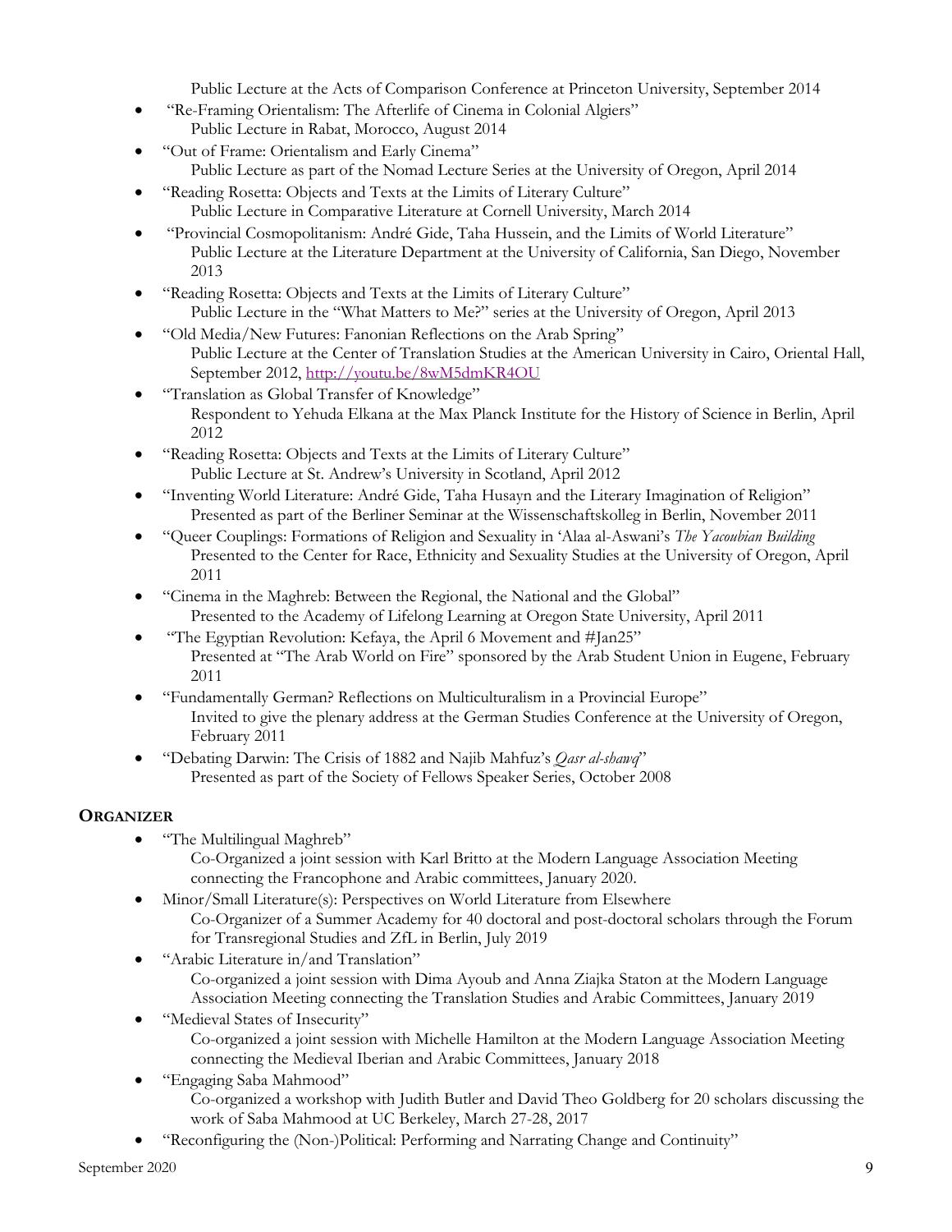Public Lecture at the Acts of Comparison Conference at Princeton University, September 2014

- "Re-Framing Orientalism: The Afterlife of Cinema in Colonial Algiers"
  Public Lecture in Rabat, Morocco, August 2014
- "Out of Frame: Orientalism and Early Cinema"
  Public Lecture as part of the Nomad Lecture Series at the University of Oregon, April 2014
- "Reading Rosetta: Objects and Texts at the Limits of Literary Culture"
  Public Lecture in Comparative Literature at Cornell University, March 2014
- "Provincial Cosmopolitanism: André Gide, Taha Hussein, and the Limits of World Literature"
  Public Lecture at the Literature Department at the University of California, San Diego, November 2013
- "Reading Rosetta: Objects and Texts at the Limits of Literary Culture"
  Public Lecture in the "What Matters to Me?" series at the University of Oregon, April 2013
- "Old Media/New Futures: Fanonian Reflections on the Arab Spring"
  Public Lecture at the Center of Translation Studies at the American University in Cairo, Oriental Hall, September 2012, [http://youtu.be/8wM5dmKR4OU](http://youtu.be/8wM5dmKR4OU)
- "Translation as Global Transfer of Knowledge"
  Respondent to Yehuda Elkana at the Max Planck Institute for the History of Science in Berlin, April 2012
- "Reading Rosetta: Objects and Texts at the Limits of Literary Culture"
  Public Lecture at St. Andrew's University in Scotland, April 2012
- "Inventing World Literature: André Gide, Taha Husayn and the Literary Imagination of Religion"
  Presented as part of the Berliner Seminar at the Wissenschaftskolleg in Berlin, November 2011
- "Queer Couplings: Formations of Religion and Sexuality in 'Alaa al-Aswani's *The Yacoubian Building*
  Presented to the Center for Race, Ethnicity and Sexuality Studies at the University of Oregon, April 2011
- "Cinema in the Maghreb: Between the Regional, the National and the Global"
  Presented to the Academy of Lifelong Learning at Oregon State University, April 2011
- "The Egyptian Revolution: Kefaya, the April 6 Movement and #Jan25"
  Presented at "The Arab World on Fire" sponsored by the Arab Student Union in Eugene, February 2011
- "Fundamentally German? Reflections on Multiculturalism in a Provincial Europe"
  Invited to give the plenary address at the German Studies Conference at the University of Oregon, February 2011
- "Debating Darwin: The Crisis of 1882 and Najib Mahfuz's *Qasr al-shawq*"
  Presented as part of the Society of Fellows Speaker Series, October 2008

## ORGANIZER

- "The Multilingual Maghreb"
  Co-Organized a joint session with Karl Britto at the Modern Language Association Meeting connecting the Francophone and Arabic committees, January 2020.
- Minor/Small Literature(s): Perspectives on World Literature from Elsewhere
  Co-Organizer of a Summer Academy for 40 doctoral and post-doctoral scholars through the Forum for Transregional Studies and ZfL in Berlin, July 2019
- "Arabic Literature in/and Translation"
  Co-organized a joint session with Dima Ayoub and Anna Ziajka Staton at the Modern Language Association Meeting connecting the Translation Studies and Arabic Committees, January 2019
- "Medieval States of Insecurity"
  Co-organized a joint session with Michelle Hamilton at the Modern Language Association Meeting connecting the Medieval Iberian and Arabic Committees, January 2018
- "Engaging Saba Mahmood"
  Co-organized a workshop with Judith Butler and David Theo Goldberg for 20 scholars discussing the work of Saba Mahmood at UC Berkeley, March 27-28, 2017
- "Reconfiguring the (Non-)Political: Performing and Narrating Change and Continuity"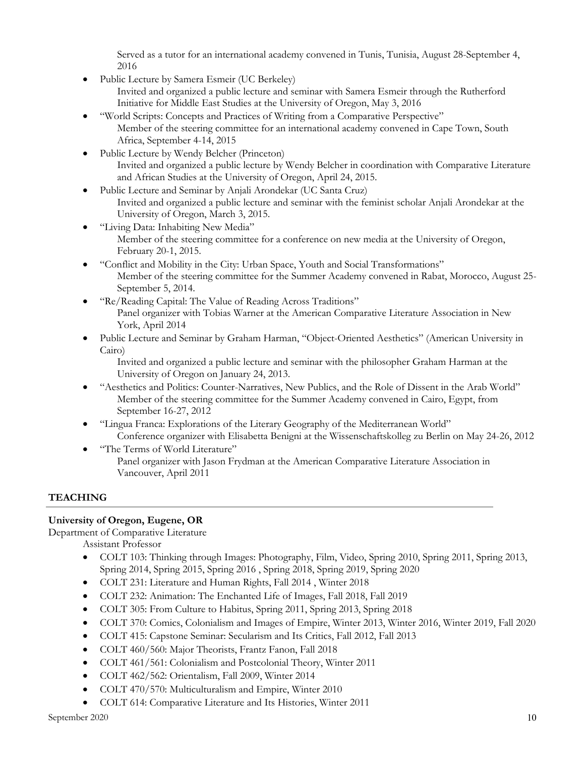Served as a tutor for an international academy convened in Tunis, Tunisia, August 28-September 4, 2016

- Public Lecture by Samera Esmeir (UC Berkeley)
  Invited and organized a public lecture and seminar with Samera Esmeir through the Rutherford Initiative for Middle East Studies at the University of Oregon, May 3, 2016
- "World Scripts: Concepts and Practices of Writing from a Comparative Perspective"
  Member of the steering committee for an international academy convened in Cape Town, South Africa, September 4-14, 2015
- Public Lecture by Wendy Belcher (Princeton)
  Invited and organized a public lecture by Wendy Belcher in coordination with Comparative Literature and African Studies at the University of Oregon, April 24, 2015.
- Public Lecture and Seminar by Anjali Arondekar (UC Santa Cruz)
  Invited and organized a public lecture and seminar with the feminist scholar Anjali Arondekar at the University of Oregon, March 3, 2015.
- "Living Data: Inhabiting New Media"
  Member of the steering committee for a conference on new media at the University of Oregon, February 20-1, 2015.
- "Conflict and Mobility in the City: Urban Space, Youth and Social Transformations"
  Member of the steering committee for the Summer Academy convened in Rabat, Morocco, August 25-September 5, 2014.
- "Re/Reading Capital: The Value of Reading Across Traditions"
  Panel organizer with Tobias Warner at the American Comparative Literature Association in New York, April 2014
- Public Lecture and Seminar by Graham Harman, "Object-Oriented Aesthetics" (American University in Cairo)
  Invited and organized a public lecture and seminar with the philosopher Graham Harman at the University of Oregon on January 24, 2013.
- "Aesthetics and Politics: Counter-Narratives, New Publics, and the Role of Dissent in the Arab World"
  Member of the steering committee for the Summer Academy convened in Cairo, Egypt, from September 16-27, 2012
- "Lingua Franca: Explorations of the Literary Geography of the Mediterranean World"
  Conference organizer with Elisabetta Benigni at the Wissenschaftskolleg zu Berlin on May 24-26, 2012
- "The Terms of World Literature"
  Panel organizer with Jason Frydman at the American Comparative Literature Association in Vancouver, April 2011

## TEACHING

**University of Oregon, Eugene, OR**

Department of Comparative Literature

Assistant Professor

- COLT 103: Thinking through Images: Photography, Film, Video, Spring 2010, Spring 2011, Spring 2013, Spring 2014, Spring 2015, Spring 2016 , Spring 2018, Spring 2019, Spring 2020
- COLT 231: Literature and Human Rights, Fall 2014 , Winter 2018
- COLT 232: Animation: The Enchanted Life of Images, Fall 2018, Fall 2019
- COLT 305: From Culture to Habitus, Spring 2011, Spring 2013, Spring 2018
- COLT 370: Comics, Colonialism and Images of Empire, Winter 2013, Winter 2016, Winter 2019, Fall 2020
- COLT 415: Capstone Seminar: Secularism and Its Critics, Fall 2012, Fall 2013
- COLT 460/560: Major Theorists, Frantz Fanon, Fall 2018
- COLT 461/561: Colonialism and Postcolonial Theory, Winter 2011
- COLT 462/562: Orientalism, Fall 2009, Winter 2014
- COLT 470/570: Multiculturalism and Empire, Winter 2010
- COLT 614: Comparative Literature and Its Histories, Winter 2011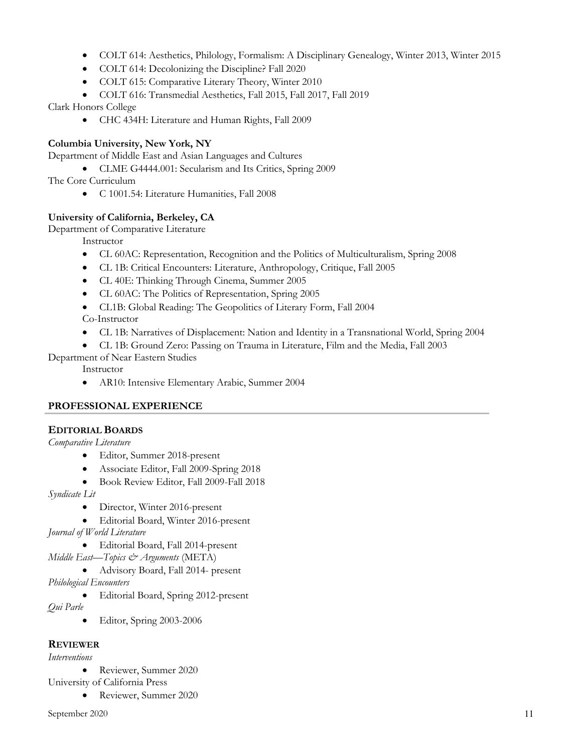- COLT 614: Aesthetics, Philology, Formalism: A Disciplinary Genealogy, Winter 2013, Winter 2015
- COLT 614: Decolonizing the Discipline? Fall 2020
- COLT 615: Comparative Literary Theory, Winter 2010
- COLT 616: Transmedial Aesthetics, Fall 2015, Fall 2017, Fall 2019

Clark Honors College

- CHC 434H: Literature and Human Rights, Fall 2009

**Columbia University, New York, NY**

Department of Middle East and Asian Languages and Cultures

- CLME G4444.001: Secularism and Its Critics, Spring 2009

The Core Curriculum

- C 1001.54: Literature Humanities, Fall 2008

**University of California, Berkeley, CA**

Department of Comparative Literature

Instructor

- CL 60AC: Representation, Recognition and the Politics of Multiculturalism, Spring 2008
- CL 1B: Critical Encounters: Literature, Anthropology, Critique, Fall 2005
- CL 40E: Thinking Through Cinema, Summer 2005
- CL 60AC: The Politics of Representation, Spring 2005
- CL1B: Global Reading: The Geopolitics of Literary Form, Fall 2004

Co-Instructor

- CL 1B: Narratives of Displacement: Nation and Identity in a Transnational World, Spring 2004
- CL 1B: Ground Zero: Passing on Trauma in Literature, Film and the Media, Fall 2003

Department of Near Eastern Studies

Instructor

- AR10: Intensive Elementary Arabic, Summer 2004

## PROFESSIONAL EXPERIENCE

### EDITORIAL BOARDS

*Comparative Literature*

- Editor, Summer 2018-present
- Associate Editor, Fall 2009-Spring 2018
- Book Review Editor, Fall 2009-Fall 2018

*Syndicate Lit*

- Director, Winter 2016-present
- Editorial Board, Winter 2016-present

*Journal of World Literature*

- Editorial Board, Fall 2014-present

*Middle East—Topics & Arguments* (META)

- Advisory Board, Fall 2014- present

*Philological Encounters*

- Editorial Board, Spring 2012-present

*Qui Parle*

- Editor, Spring 2003-2006

### REVIEWER

*Interventions*

- Reviewer, Summer 2020

University of California Press

- Reviewer, Summer 2020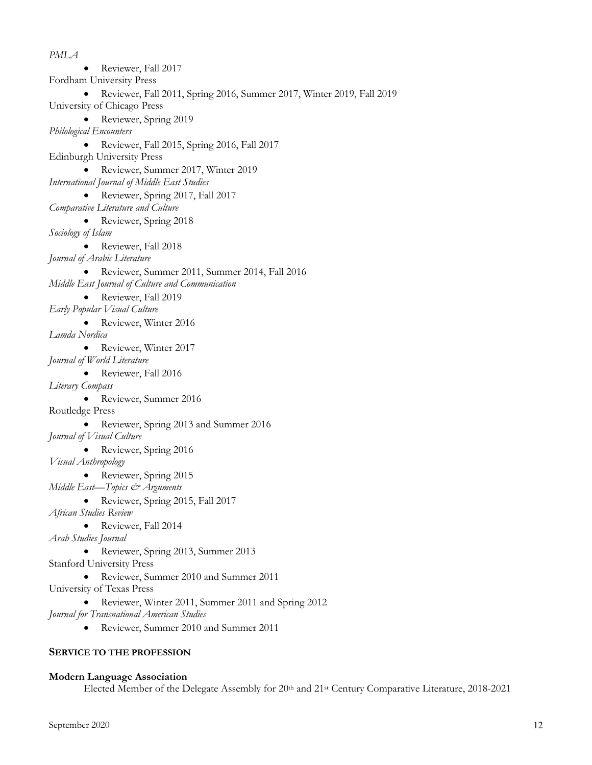*PMLA*

- Reviewer, Fall 2017

Fordham University Press

- Reviewer, Fall 2011, Spring 2016, Summer 2017, Winter 2019, Fall 2019

University of Chicago Press

- Reviewer, Spring 2019

*Philological Encounters*

- Reviewer, Fall 2015, Spring 2016, Fall 2017

Edinburgh University Press

- Reviewer, Summer 2017, Winter 2019

*International Journal of Middle East Studies*

- Reviewer, Spring 2017, Fall 2017

*Comparative Literature and Culture*

- Reviewer, Spring 2018

*Sociology of Islam*

- Reviewer, Fall 2018

*Journal of Arabic Literature*

- Reviewer, Summer 2011, Summer 2014, Fall 2016

*Middle East Journal of Culture and Communication*

- Reviewer, Fall 2019

*Early Popular Visual Culture*

- Reviewer, Winter 2016

*Lamda Nordica*

- Reviewer, Winter 2017

*Journal of World Literature*

- Reviewer, Fall 2016

*Literary Compass*

- Reviewer, Summer 2016

Routledge Press

- Reviewer, Spring 2013 and Summer 2016

*Journal of Visual Culture*

- Reviewer, Spring 2016

*Visual Anthropology*

- Reviewer, Spring 2015

*Middle East—Topics & Arguments*

- Reviewer, Spring 2015, Fall 2017

*African Studies Review*

- Reviewer, Fall 2014

*Arab Studies Journal*

- Reviewer, Spring 2013, Summer 2013

Stanford University Press

- Reviewer, Summer 2010 and Summer 2011

University of Texas Press

- Reviewer, Winter 2011, Summer 2011 and Spring 2012

*Journal for Transnational American Studies*

- Reviewer, Summer 2010 and Summer 2011

## SERVICE TO THE PROFESSION

**Modern Language Association**

Elected Member of the Delegate Assembly for 20th and 21st Century Comparative Literature, 2018-2021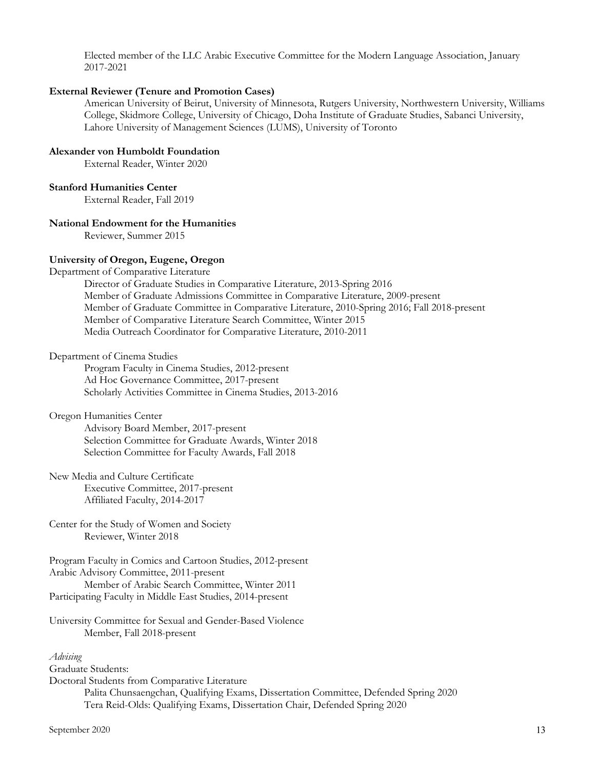Elected member of the LLC Arabic Executive Committee for the Modern Language Association, January 2017-2021

**External Reviewer (Tenure and Promotion Cases)**

American University of Beirut, University of Minnesota, Rutgers University, Northwestern University, Williams College, Skidmore College, University of Chicago, Doha Institute of Graduate Studies, Sabanci University, Lahore University of Management Sciences (LUMS), University of Toronto

**Alexander von Humboldt Foundation**

External Reader, Winter 2020

**Stanford Humanities Center**

External Reader, Fall 2019

**National Endowment for the Humanities**

Reviewer, Summer 2015

**University of Oregon, Eugene, Oregon**

Department of Comparative Literature

- Director of Graduate Studies in Comparative Literature, 2013-Spring 2016
- Member of Graduate Admissions Committee in Comparative Literature, 2009-present
- Member of Graduate Committee in Comparative Literature, 2010-Spring 2016; Fall 2018-present
- Member of Comparative Literature Search Committee, Winter 2015
- Media Outreach Coordinator for Comparative Literature, 2010-2011

Department of Cinema Studies

- Program Faculty in Cinema Studies, 2012-present
- Ad Hoc Governance Committee, 2017-present
- Scholarly Activities Committee in Cinema Studies, 2013-2016

Oregon Humanities Center

- Advisory Board Member, 2017-present
- Selection Committee for Graduate Awards, Winter 2018
- Selection Committee for Faculty Awards, Fall 2018

New Media and Culture Certificate

- Executive Committee, 2017-present
- Affiliated Faculty, 2014-2017

Center for the Study of Women and Society

- Reviewer, Winter 2018

Program Faculty in Comics and Cartoon Studies, 2012-present

Arabic Advisory Committee, 2011-present

- Member of Arabic Search Committee, Winter 2011

Participating Faculty in Middle East Studies, 2014-present

University Committee for Sexual and Gender-Based Violence

- Member, Fall 2018-present

*Advising*

Graduate Students:

Doctoral Students from Comparative Literature

- Palita Chunsaengchan, Qualifying Exams, Dissertation Committee, Defended Spring 2020
- Tera Reid-Olds: Qualifying Exams, Dissertation Chair, Defended Spring 2020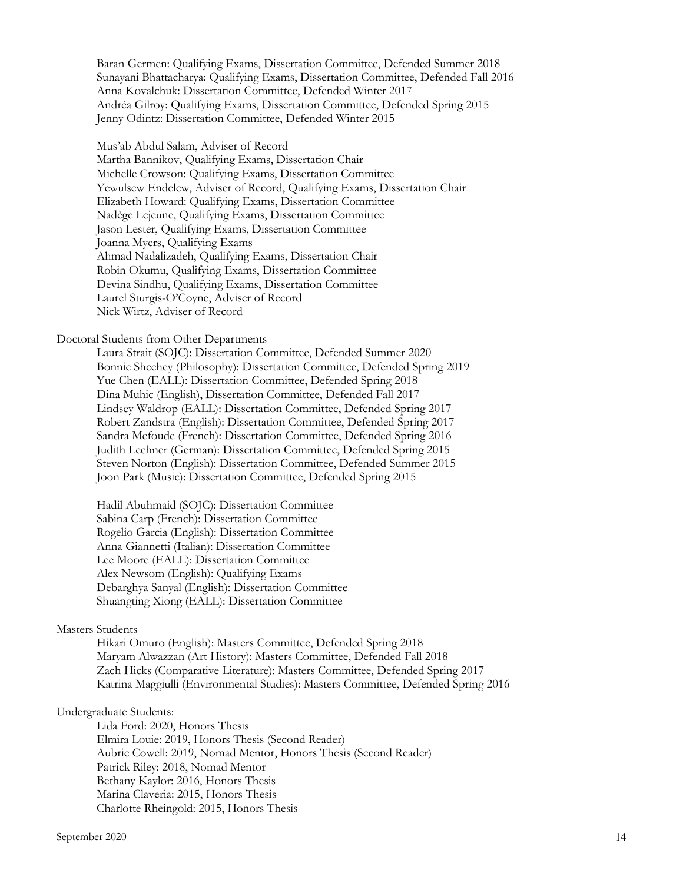Baran Germen: Qualifying Exams, Dissertation Committee, Defended Summer 2018
Sunayani Bhattacharya: Qualifying Exams, Dissertation Committee, Defended Fall 2016
Anna Kovalchuk: Dissertation Committee, Defended Winter 2017
Andréa Gilroy: Qualifying Exams, Dissertation Committee, Defended Spring 2015
Jenny Odintz: Dissertation Committee, Defended Winter 2015

Mus'ab Abdul Salam, Adviser of Record
Martha Bannikov, Qualifying Exams, Dissertation Chair
Michelle Crowson: Qualifying Exams, Dissertation Committee
Yewulsew Endelew, Adviser of Record, Qualifying Exams, Dissertation Chair
Elizabeth Howard: Qualifying Exams, Dissertation Committee
Nadège Lejeune, Qualifying Exams, Dissertation Committee
Jason Lester, Qualifying Exams, Dissertation Committee
Joanna Myers, Qualifying Exams
Ahmad Nadalizadeh, Qualifying Exams, Dissertation Chair
Robin Okumu, Qualifying Exams, Dissertation Committee
Devina Sindhu, Qualifying Exams, Dissertation Committee
Laurel Sturgis-O'Coyne, Adviser of Record
Nick Wirtz, Adviser of Record

Doctoral Students from Other Departments

Laura Strait (SOJC): Dissertation Committee, Defended Summer 2020
Bonnie Sheehey (Philosophy): Dissertation Committee, Defended Spring 2019
Yue Chen (EALL): Dissertation Committee, Defended Spring 2018
Dina Muhic (English), Dissertation Committee, Defended Fall 2017
Lindsey Waldrop (EALL): Dissertation Committee, Defended Spring 2017
Robert Zandstra (English): Dissertation Committee, Defended Spring 2017
Sandra Mefoude (French): Dissertation Committee, Defended Spring 2016
Judith Lechner (German): Dissertation Committee, Defended Spring 2015
Steven Norton (English): Dissertation Committee, Defended Summer 2015
Joon Park (Music): Dissertation Committee, Defended Spring 2015

Hadil Abuhmaid (SOJC): Dissertation Committee
Sabina Carp (French): Dissertation Committee
Rogelio Garcia (English): Dissertation Committee
Anna Giannetti (Italian): Dissertation Committee
Lee Moore (EALL): Dissertation Committee
Alex Newsom (English): Qualifying Exams
Debarghya Sanyal (English): Dissertation Committee
Shuangting Xiong (EALL): Dissertation Committee

Masters Students

Hikari Omuro (English): Masters Committee, Defended Spring 2018
Maryam Alwazzan (Art History): Masters Committee, Defended Fall 2018
Zach Hicks (Comparative Literature): Masters Committee, Defended Spring 2017
Katrina Maggiulli (Environmental Studies): Masters Committee, Defended Spring 2016

Undergraduate Students:

Lida Ford: 2020, Honors Thesis
Elmira Louie: 2019, Honors Thesis (Second Reader)
Aubrie Cowell: 2019, Nomad Mentor, Honors Thesis (Second Reader)
Patrick Riley: 2018, Nomad Mentor
Bethany Kaylor: 2016, Honors Thesis
Marina Claveria: 2015, Honors Thesis
Charlotte Rheingold: 2015, Honors Thesis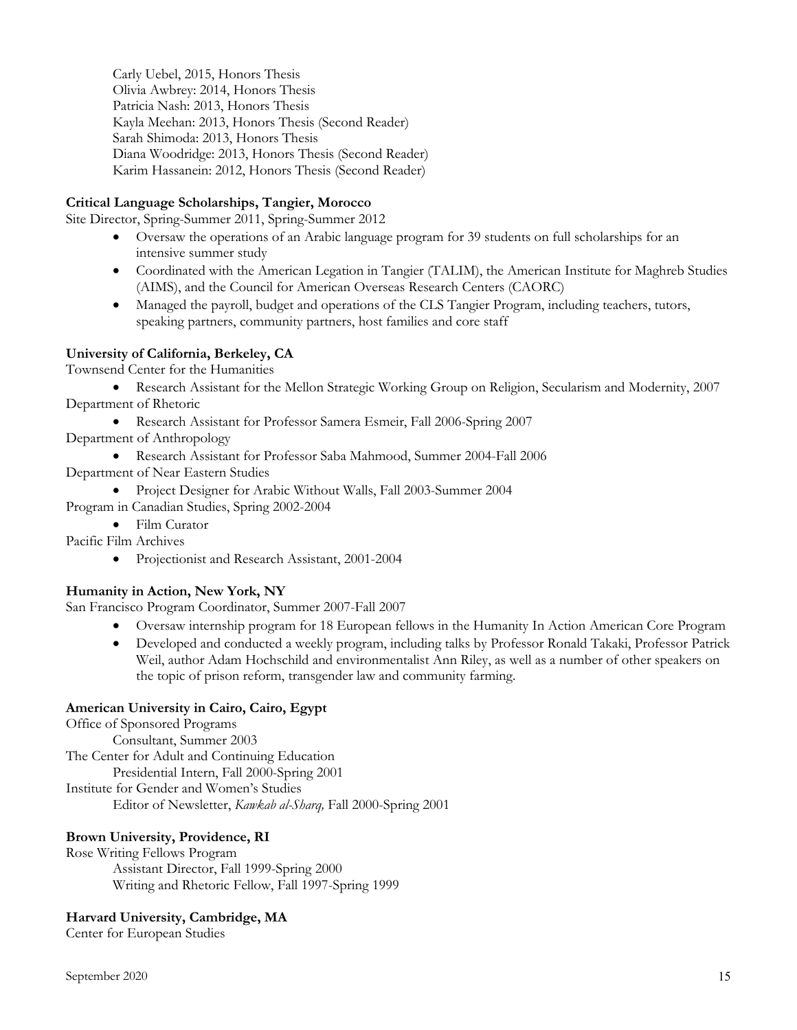Carly Uebel, 2015, Honors Thesis
Olivia Awbrey: 2014, Honors Thesis
Patricia Nash: 2013, Honors Thesis
Kayla Meehan: 2013, Honors Thesis (Second Reader)
Sarah Shimoda: 2013, Honors Thesis
Diana Woodridge: 2013, Honors Thesis (Second Reader)
Karim Hassanein: 2012, Honors Thesis (Second Reader)

**Critical Language Scholarships, Tangier, Morocco**
Site Director, Spring-Summer 2011, Spring-Summer 2012

- Oversaw the operations of an Arabic language program for 39 students on full scholarships for an intensive summer study
- Coordinated with the American Legation in Tangier (TALIM), the American Institute for Maghreb Studies (AIMS), and the Council for American Overseas Research Centers (CAORC)
- Managed the payroll, budget and operations of the CLS Tangier Program, including teachers, tutors, speaking partners, community partners, host families and core staff

**University of California, Berkeley, CA**
Townsend Center for the Humanities

- Research Assistant for the Mellon Strategic Working Group on Religion, Secularism and Modernity, 2007

Department of Rhetoric

- Research Assistant for Professor Samera Esmeir, Fall 2006-Spring 2007

Department of Anthropology

- Research Assistant for Professor Saba Mahmood, Summer 2004-Fall 2006

Department of Near Eastern Studies

- Project Designer for Arabic Without Walls, Fall 2003-Summer 2004

Program in Canadian Studies, Spring 2002-2004

- Film Curator

Pacific Film Archives

- Projectionist and Research Assistant, 2001-2004

**Humanity in Action, New York, NY**
San Francisco Program Coordinator, Summer 2007-Fall 2007

- Oversaw internship program for 18 European fellows in the Humanity In Action American Core Program
- Developed and conducted a weekly program, including talks by Professor Ronald Takaki, Professor Patrick Weil, author Adam Hochschild and environmentalist Ann Riley, as well as a number of other speakers on the topic of prison reform, transgender law and community farming.

**American University in Cairo, Cairo, Egypt**
Office of Sponsored Programs
Consultant, Summer 2003
The Center for Adult and Continuing Education
Presidential Intern, Fall 2000-Spring 2001
Institute for Gender and Women's Studies
Editor of Newsletter, *Kawkab al-Sharq,* Fall 2000-Spring 2001

**Brown University, Providence, RI**
Rose Writing Fellows Program
Assistant Director, Fall 1999-Spring 2000
Writing and Rhetoric Fellow, Fall 1997-Spring 1999

**Harvard University, Cambridge, MA**
Center for European Studies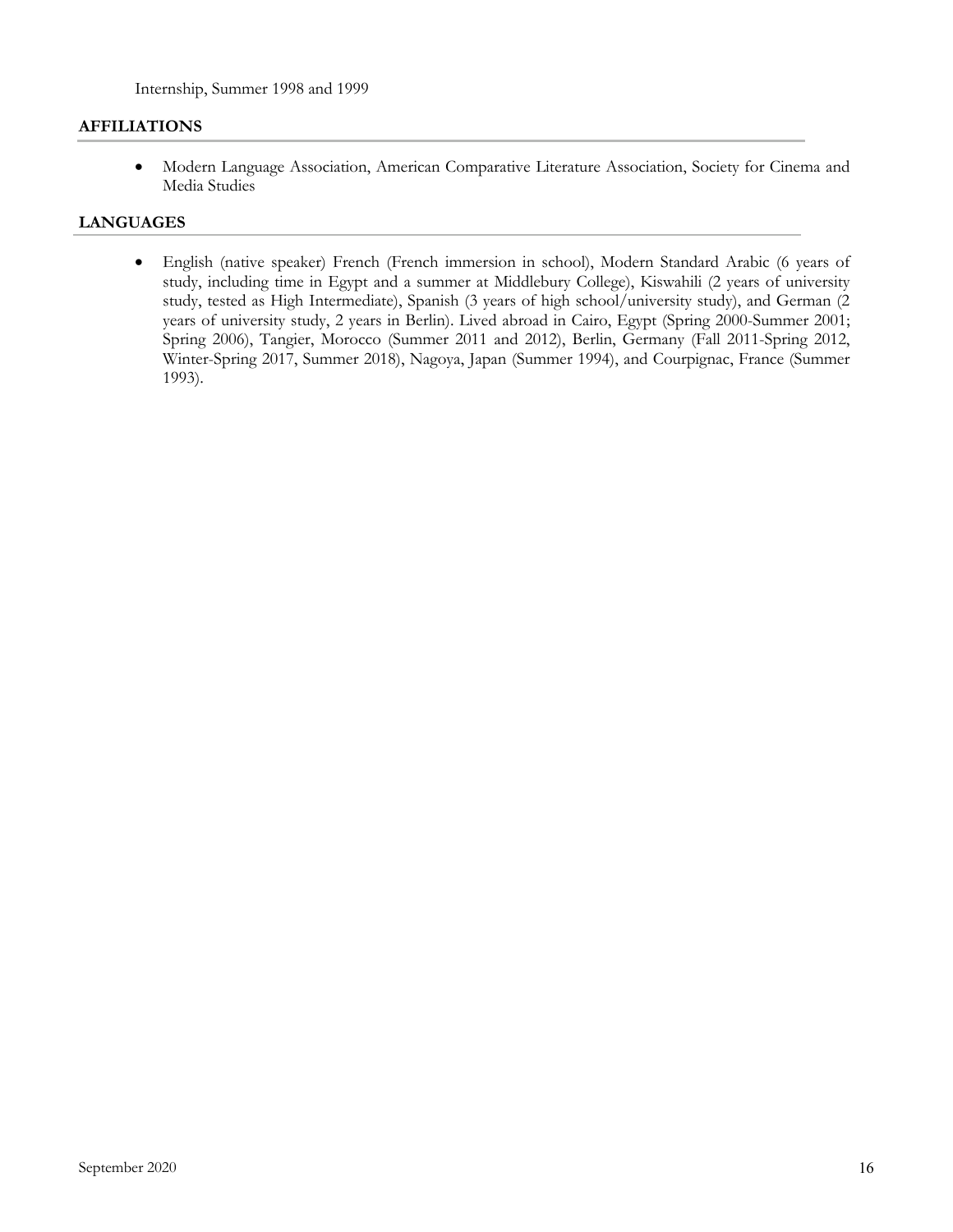Internship, Summer 1998 and 1999

## AFFILIATIONS

- Modern Language Association, American Comparative Literature Association, Society for Cinema and Media Studies

## LANGUAGES

- English (native speaker) French (French immersion in school), Modern Standard Arabic (6 years of study, including time in Egypt and a summer at Middlebury College), Kiswahili (2 years of university study, tested as High Intermediate), Spanish (3 years of high school/university study), and German (2 years of university study, 2 years in Berlin). Lived abroad in Cairo, Egypt (Spring 2000-Summer 2001; Spring 2006), Tangier, Morocco (Summer 2011 and 2012), Berlin, Germany (Fall 2011-Spring 2012, Winter-Spring 2017, Summer 2018), Nagoya, Japan (Summer 1994), and Courpignac, France (Summer 1993).